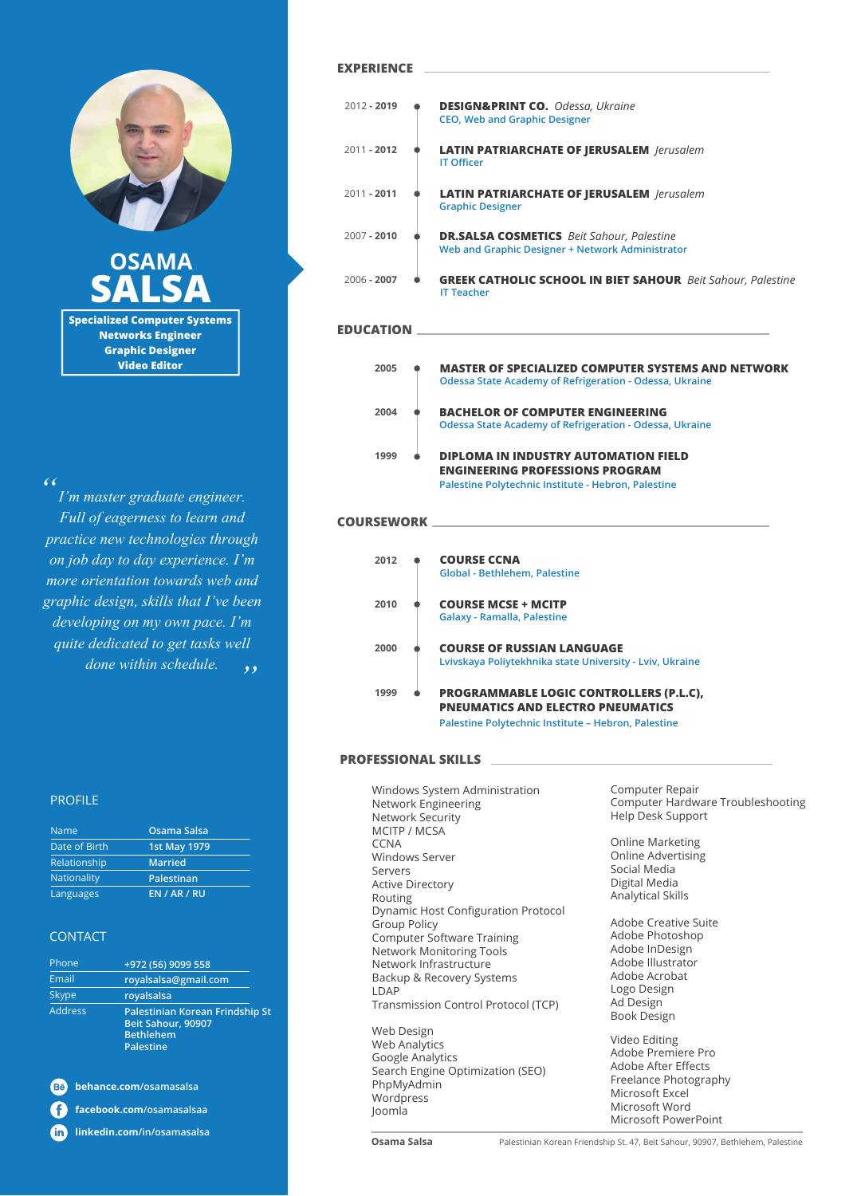# OSAMA SALSA

**Specialized Computer Systems Networks Engineer**
**Graphic Designer**
**Video Editor**

*“I’m master graduate engineer. Full of eagerness to learn and practice new technologies through on job day to day experience. I’m more orientation towards web and graphic design, skills that I’ve been developing on my own pace. I’m quite dedicated to get tasks well done within schedule.”*

## PROFILE

| | |
|---|---|
| Name | Osama Salsa |
| Date of Birth | 1st May 1979 |
| Relationship | Married |
| Nationality | Palestinan |
| Languages | EN / AR / RU |

## CONTACT

| | |
|---|---|
| Phone | +972 (56) 9099 558 |
| Email | royalsalsa@gmail.com |
| Skype | royalsalsa |
| Address | Palestinian Korean Frindship St Beit Sahour, 90907 Bethlehem Palestine |

- behance.com/osamasalsa
- facebook.com/osamasalsaa
- linkedin.com/in/osamasalsa

## EXPERIENCE

**2012 - 2019** — **DESIGN&PRINT CO.** *Odessa, Ukraine*
CEO, Web and Graphic Designer

**2011 - 2012** — **LATIN PATRIARCHATE OF JERUSALEM** *Jerusalem*
IT Officer

**2011 - 2011** — **LATIN PATRIARCHATE OF JERUSALEM** *Jerusalem*
Graphic Designer

**2007 - 2010** — **DR.SALSA COSMETICS** *Beit Sahour, Palestine*
Web and Graphic Designer + Network Administrator

**2006 - 2007** — **GREEK CATHOLIC SCHOOL IN BIET SAHOUR** *Beit Sahour, Palestine*
IT Teacher

## EDUCATION

**2005** — **MASTER OF SPECIALIZED COMPUTER SYSTEMS AND NETWORK**
Odessa State Academy of Refrigeration - Odessa, Ukraine

**2004** — **BACHELOR OF COMPUTER ENGINEERING**
Odessa State Academy of Refrigeration - Odessa, Ukraine

**1999** — **DIPLOMA IN INDUSTRY AUTOMATION FIELD ENGINEERING PROFESSIONS PROGRAM**
Palestine Polytechnic Institute - Hebron, Palestine

## COURSEWORK

**2012** — **COURSE CCNA**
Global - Bethlehem, Palestine

**2010** — **COURSE MCSE + MCITP**
Galaxy - Ramalla, Palestine

**2000** — **COURSE OF RUSSIAN LANGUAGE**
Lvivskaya Polytekhnika state University - Lviv, Ukraine

**1999** — **PROGRAMMABLE LOGIC CONTROLLERS (P.L.C), PNEUMATICS AND ELECTRO PNEUMATICS**
Palestine Polytechnic Institute – Hebron, Palestine

## PROFESSIONAL SKILLS

Windows System Administration
Network Engineering
Network Security
MCITP / MCSA
CCNA
Windows Server
Servers
Active Directory
Routing
Dynamic Host Configuration Protocol
Group Policy
Computer Software Training
Network Monitoring Tools
Network Infrastructure
Backup & Recovery Systems
LDAP
Transmission Control Protocol (TCP)

Web Design
Web Analytics
Google Analytics
Search Engine Optimization (SEO)
PhpMyAdmin
Wordpress
Joomla

Computer Repair
Computer Hardware Troubleshooting
Help Desk Support

Online Marketing
Online Advertising
Social Media
Digital Media
Analytical Skills

Adobe Creative Suite
Adobe Photoshop
Adobe InDesign
Adobe Illustrator
Adobe Acrobat
Logo Design
Ad Design
Book Design

Video Editing
Adobe Premiere Pro
Adobe After Effects
Freelance Photography
Microsoft Excel
Microsoft Word
Microsoft PowerPoint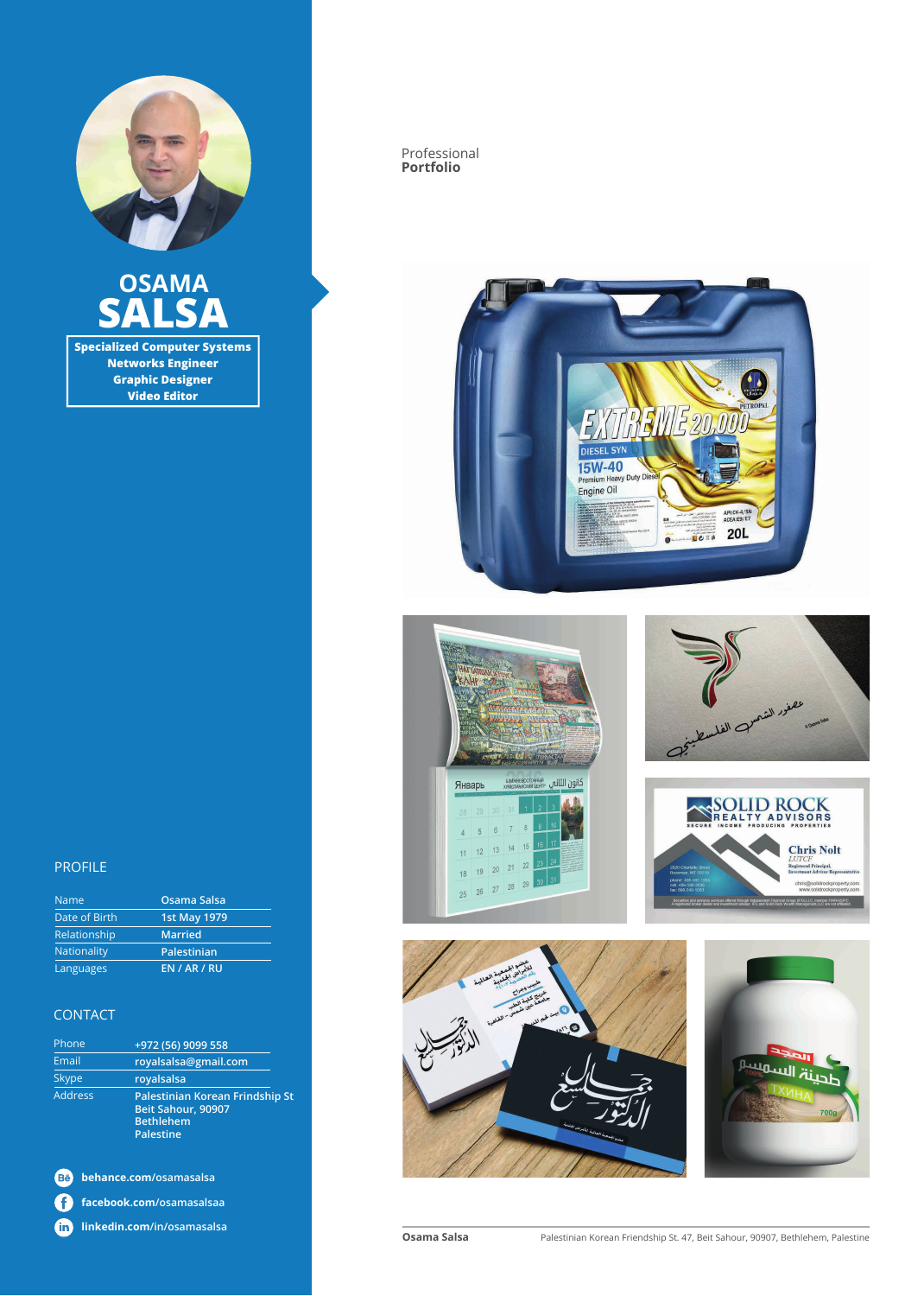# OSAMA SALSA

**Specialized Computer Systems**
**Networks Engineer**
**Graphic Designer**
**Video Editor**

Professional
**Portfolio**

## PROFILE

| | |
|---|---|
| Name | Osama Salsa |
| Date of Birth | 1st May 1979 |
| Relationship | Married |
| Nationality | Palestinian |
| Languages | EN / AR / RU |

## CONTACT

| | |
|---|---|
| Phone | +972 (56) 9099 558 |
| Email | royalsalsa@gmail.com |
| Skype | royalsalsa |
| Address | Palestinian Korean Frindship St<br>Beit Sahour, 90907<br>Bethlehem<br>Palestine |

**behance.com/osamasalsa**

**facebook.com/osamasalsa**

**linkedin.com/in/osamasalsa**

**Osama Salsa** Palestinian Korean Friendship St. 47, Beit Sahour, 90907, Bethlehem, Palestine